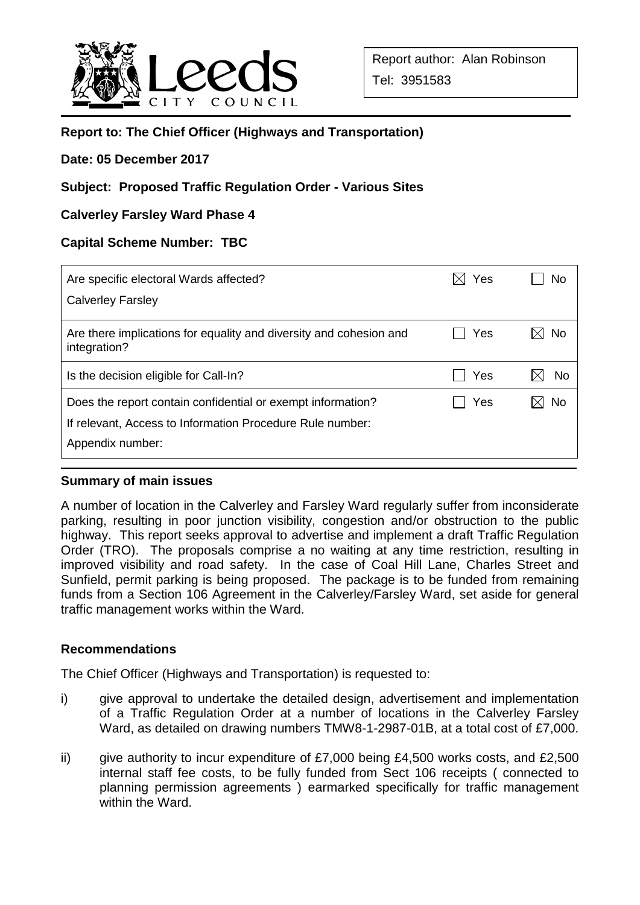Report author: Alan Robinson

Tel: 3951583

**Report to: The Chief Officer (Highways and Transportation)**

**Date: 05 December 2017**

**Subject: Proposed Traffic Regulation Order - Various Sites**

**Calverley Farsley Ward Phase 4**

**Capital Scheme Number: TBC**

| | | |
|---|---|---|
| Are specific electoral Wards affected?<br>Calverley Farsley | ☒ Yes | ☐ No |
| Are there implications for equality and diversity and cohesion and integration? | ☐ Yes | ☒ No |
| Is the decision eligible for Call-In? | ☐ Yes | ☒ No |
| Does the report contain confidential or exempt information?<br>If relevant, Access to Information Procedure Rule number:<br>Appendix number: | ☐ Yes | ☒ No |

**Summary of main issues**

A number of location in the Calverley and Farsley Ward regularly suffer from inconsiderate parking, resulting in poor junction visibility, congestion and/or obstruction to the public highway. This report seeks approval to advertise and implement a draft Traffic Regulation Order (TRO). The proposals comprise a no waiting at any time restriction, resulting in improved visibility and road safety. In the case of Coal Hill Lane, Charles Street and Sunfield, permit parking is being proposed. The package is to be funded from remaining funds from a Section 106 Agreement in the Calverley/Farsley Ward, set aside for general traffic management works within the Ward.

**Recommendations**

The Chief Officer (Highways and Transportation) is requested to:

i) give approval to undertake the detailed design, advertisement and implementation of a Traffic Regulation Order at a number of locations in the Calverley Farsley Ward, as detailed on drawing numbers TMW8-1-2987-01B, at a total cost of £7,000.

ii) give authority to incur expenditure of £7,000 being £4,500 works costs, and £2,500 internal staff fee costs, to be fully funded from Sect 106 receipts ( connected to planning permission agreements ) earmarked specifically for traffic management within the Ward.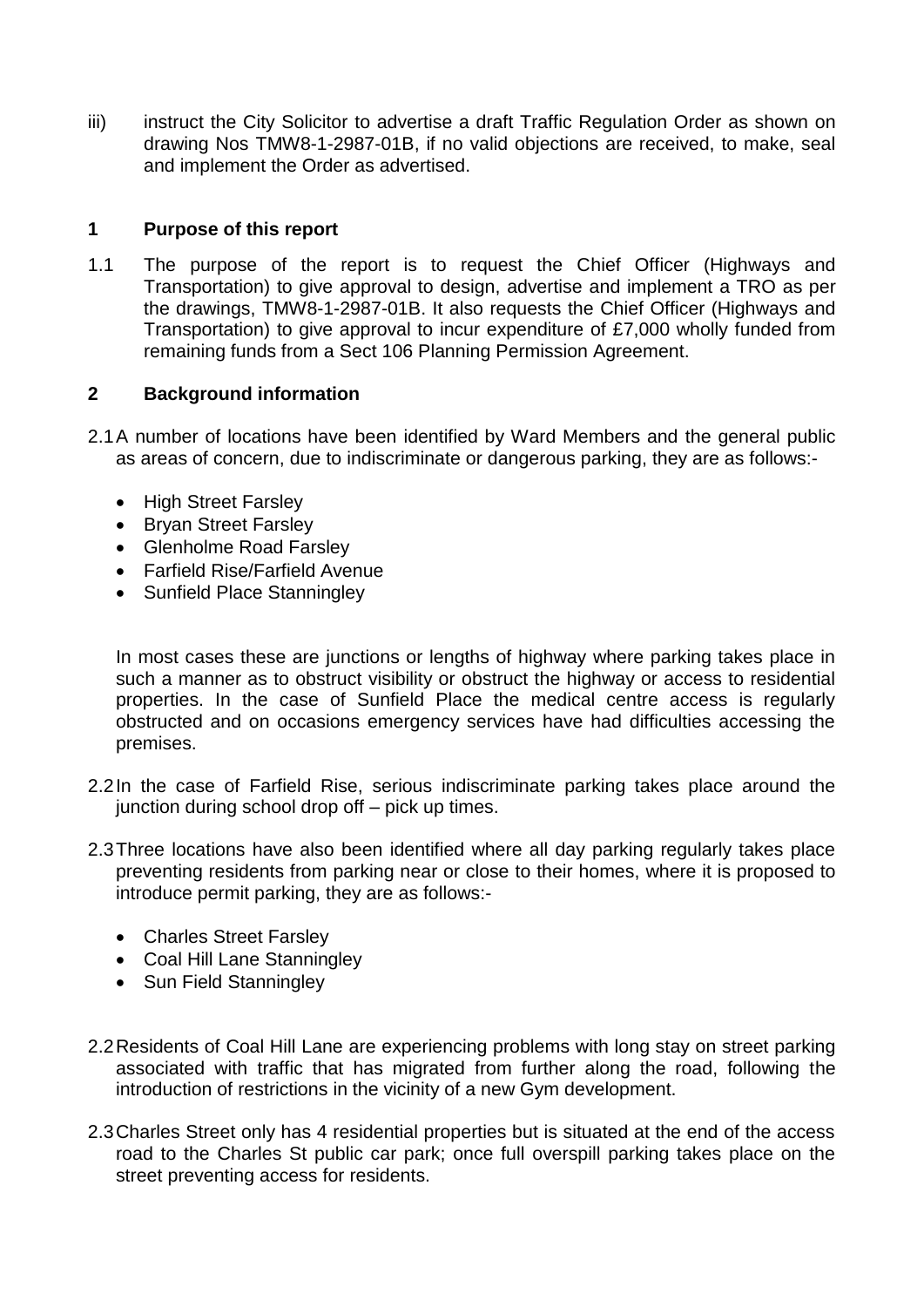iii) instruct the City Solicitor to advertise a draft Traffic Regulation Order as shown on drawing Nos TMW8-1-2987-01B, if no valid objections are received, to make, seal and implement the Order as advertised.

## 1 Purpose of this report

1.1 The purpose of the report is to request the Chief Officer (Highways and Transportation) to give approval to design, advertise and implement a TRO as per the drawings, TMW8-1-2987-01B. It also requests the Chief Officer (Highways and Transportation) to give approval to incur expenditure of £7,000 wholly funded from remaining funds from a Sect 106 Planning Permission Agreement.

## 2 Background information

2.1 A number of locations have been identified by Ward Members and the general public as areas of concern, due to indiscriminate or dangerous parking, they are as follows:-

- High Street Farsley
- Bryan Street Farsley
- Glenholme Road Farsley
- Farfield Rise/Farfield Avenue
- Sunfield Place Stanningley

In most cases these are junctions or lengths of highway where parking takes place in such a manner as to obstruct visibility or obstruct the highway or access to residential properties. In the case of Sunfield Place the medical centre access is regularly obstructed and on occasions emergency services have had difficulties accessing the premises.

2.2 In the case of Farfield Rise, serious indiscriminate parking takes place around the junction during school drop off – pick up times.

2.3 Three locations have also been identified where all day parking regularly takes place preventing residents from parking near or close to their homes, where it is proposed to introduce permit parking, they are as follows:-

- Charles Street Farsley
- Coal Hill Lane Stanningley
- Sun Field Stanningley

2.2 Residents of Coal Hill Lane are experiencing problems with long stay on street parking associated with traffic that has migrated from further along the road, following the introduction of restrictions in the vicinity of a new Gym development.

2.3 Charles Street only has 4 residential properties but is situated at the end of the access road to the Charles St public car park; once full overspill parking takes place on the street preventing access for residents.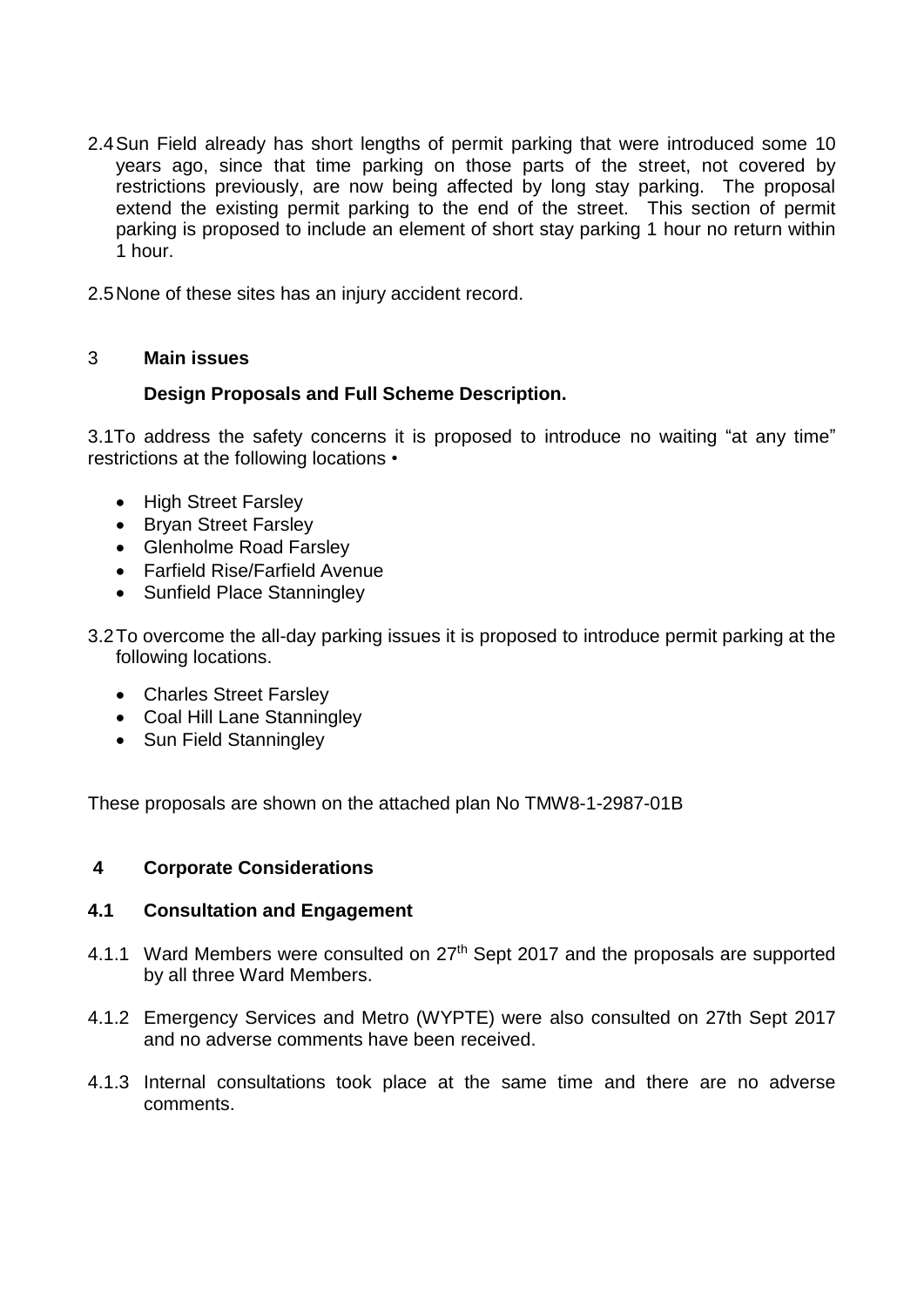2.4 Sun Field already has short lengths of permit parking that were introduced some 10 years ago, since that time parking on those parts of the street, not covered by restrictions previously, are now being affected by long stay parking. The proposal extend the existing permit parking to the end of the street. This section of permit parking is proposed to include an element of short stay parking 1 hour no return within 1 hour.

2.5 None of these sites has an injury accident record.

## 3 Main issues

### Design Proposals and Full Scheme Description.

3.1 To address the safety concerns it is proposed to introduce no waiting "at any time" restrictions at the following locations •

- High Street Farsley
- Bryan Street Farsley
- Glenholme Road Farsley
- Farfield Rise/Farfield Avenue
- Sunfield Place Stanningley

3.2 To overcome the all-day parking issues it is proposed to introduce permit parking at the following locations.

- Charles Street Farsley
- Coal Hill Lane Stanningley
- Sun Field Stanningley

These proposals are shown on the attached plan No TMW8-1-2987-01B

## 4 Corporate Considerations

### 4.1 Consultation and Engagement

4.1.1 Ward Members were consulted on 27th Sept 2017 and the proposals are supported by all three Ward Members.

4.1.2 Emergency Services and Metro (WYPTE) were also consulted on 27th Sept 2017 and no adverse comments have been received.

4.1.3 Internal consultations took place at the same time and there are no adverse comments.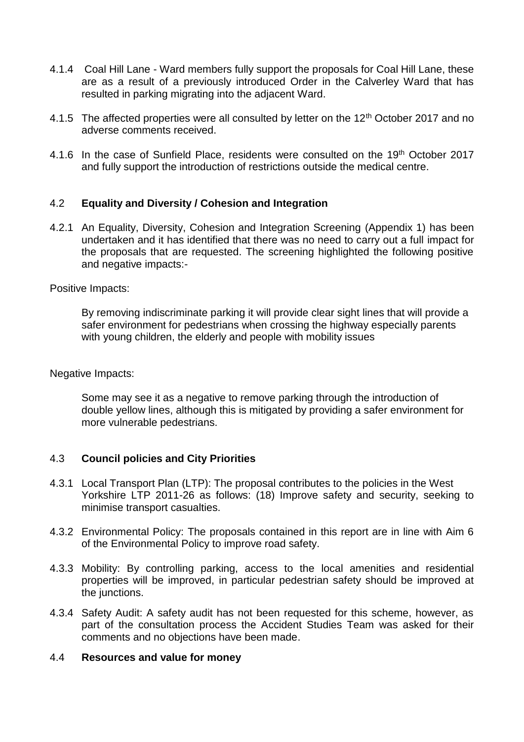4.1.4 Coal Hill Lane - Ward members fully support the proposals for Coal Hill Lane, these are as a result of a previously introduced Order in the Calverley Ward that has resulted in parking migrating into the adjacent Ward.

4.1.5 The affected properties were all consulted by letter on the 12th October 2017 and no adverse comments received.

4.1.6 In the case of Sunfield Place, residents were consulted on the 19th October 2017 and fully support the introduction of restrictions outside the medical centre.

## 4.2 Equality and Diversity / Cohesion and Integration

4.2.1 An Equality, Diversity, Cohesion and Integration Screening (Appendix 1) has been undertaken and it has identified that there was no need to carry out a full impact for the proposals that are requested. The screening highlighted the following positive and negative impacts:-

Positive Impacts:

By removing indiscriminate parking it will provide clear sight lines that will provide a safer environment for pedestrians when crossing the highway especially parents with young children, the elderly and people with mobility issues

Negative Impacts:

Some may see it as a negative to remove parking through the introduction of double yellow lines, although this is mitigated by providing a safer environment for more vulnerable pedestrians.

## 4.3 Council policies and City Priorities

4.3.1 Local Transport Plan (LTP): The proposal contributes to the policies in the West Yorkshire LTP 2011-26 as follows: (18) Improve safety and security, seeking to minimise transport casualties.

4.3.2 Environmental Policy: The proposals contained in this report are in line with Aim 6 of the Environmental Policy to improve road safety.

4.3.3 Mobility: By controlling parking, access to the local amenities and residential properties will be improved, in particular pedestrian safety should be improved at the junctions.

4.3.4 Safety Audit: A safety audit has not been requested for this scheme, however, as part of the consultation process the Accident Studies Team was asked for their comments and no objections have been made.

## 4.4 Resources and value for money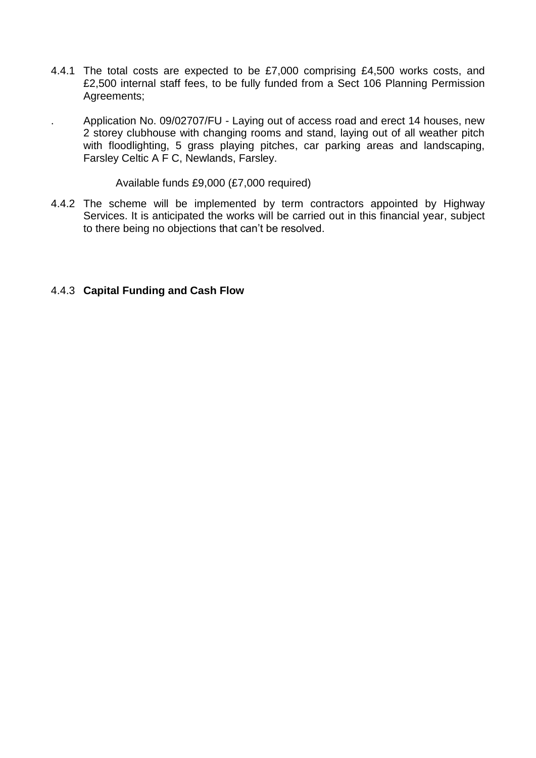4.4.1 The total costs are expected to be £7,000 comprising £4,500 works costs, and £2,500 internal staff fees, to be fully funded from a Sect 106 Planning Permission Agreements;

. Application No. 09/02707/FU - Laying out of access road and erect 14 houses, new 2 storey clubhouse with changing rooms and stand, laying out of all weather pitch with floodlighting, 5 grass playing pitches, car parking areas and landscaping, Farsley Celtic A F C, Newlands, Farsley.

Available funds £9,000 (£7,000 required)

4.4.2 The scheme will be implemented by term contractors appointed by Highway Services. It is anticipated the works will be carried out in this financial year, subject to there being no objections that can't be resolved.

4.4.3 **Capital Funding and Cash Flow**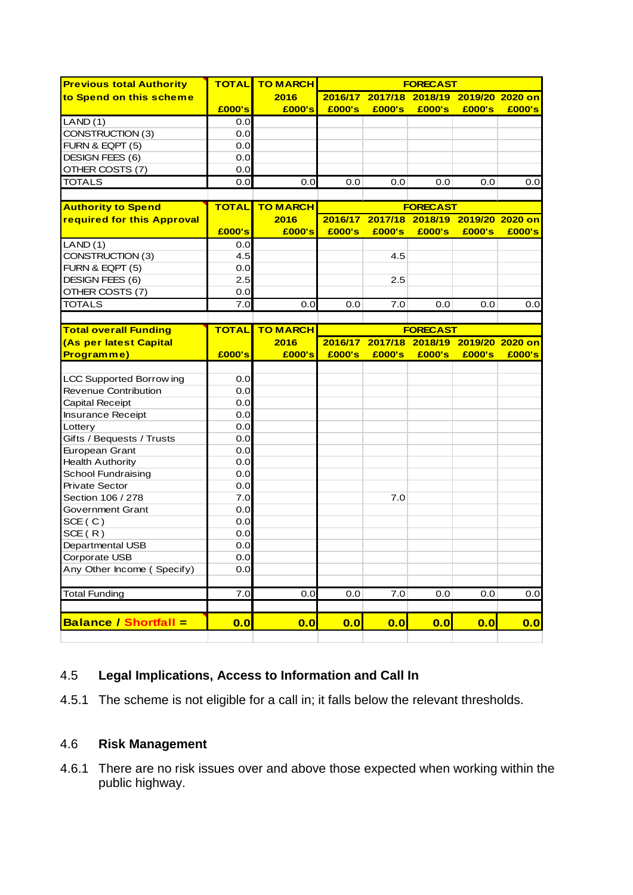| Previous total Authority to Spend on this scheme | TOTAL £000's | TO MARCH 2016 £000's | FORECAST 2016/17 £000's | 2017/18 £000's | 2018/19 £000's | 2019/20 £000's | 2020 on £000's |
|---|---|---|---|---|---|---|---|
| LAND (1) | 0.0 | | | | | | |
| CONSTRUCTION (3) | 0.0 | | | | | | |
| FURN & EQPT (5) | 0.0 | | | | | | |
| DESIGN FEES (6) | 0.0 | | | | | | |
| OTHER COSTS (7) | 0.0 | | | | | | |
| TOTALS | 0.0 | 0.0 | 0.0 | 0.0 | 0.0 | 0.0 | 0.0 |

| Authority to Spend required for this Approval | TOTAL £000's | TO MARCH 2016 £000's | FORECAST 2016/17 £000's | 2017/18 £000's | 2018/19 £000's | 2019/20 £000's | 2020 on £000's |
|---|---|---|---|---|---|---|---|
| LAND (1) | 0.0 | | | | | | |
| CONSTRUCTION (3) | 4.5 | | | 4.5 | | | |
| FURN & EQPT (5) | 0.0 | | | | | | |
| DESIGN FEES (6) | 2.5 | | | 2.5 | | | |
| OTHER COSTS (7) | 0.0 | | | | | | |
| TOTALS | 7.0 | 0.0 | 0.0 | 7.0 | 0.0 | 0.0 | 0.0 |

| Total overall Funding (As per latest Capital Programme) | TOTAL £000's | TO MARCH 2016 £000's | FORECAST 2016/17 £000's | 2017/18 £000's | 2018/19 £000's | 2019/20 £000's | 2020 on £000's |
|---|---|---|---|---|---|---|---|
| LCC Supported Borrowing | 0.0 | | | | | | |
| Revenue Contribution | 0.0 | | | | | | |
| Capital Receipt | 0.0 | | | | | | |
| Insurance Receipt | 0.0 | | | | | | |
| Lottery | 0.0 | | | | | | |
| Gifts / Bequests / Trusts | 0.0 | | | | | | |
| European Grant | 0.0 | | | | | | |
| Health Authority | 0.0 | | | | | | |
| School Fundraising | 0.0 | | | | | | |
| Private Sector | 0.0 | | | | | | |
| Section 106 / 278 | 7.0 | | | 7.0 | | | |
| Government Grant | 0.0 | | | | | | |
| SCE ( C ) | 0.0 | | | | | | |
| SCE ( R ) | 0.0 | | | | | | |
| Departmental USB | 0.0 | | | | | | |
| Corporate USB | 0.0 | | | | | | |
| Any Other Income ( Specify) | 0.0 | | | | | | |
| Total Funding | 7.0 | 0.0 | 0.0 | 7.0 | 0.0 | 0.0 | 0.0 |
| **Balance / Shortfall =** | **0.0** | **0.0** | **0.0** | **0.0** | **0.0** | **0.0** | **0.0** |

## 4.5 Legal Implications, Access to Information and Call In

4.5.1 The scheme is not eligible for a call in; it falls below the relevant thresholds.

## 4.6 Risk Management

4.6.1 There are no risk issues over and above those expected when working within the public highway.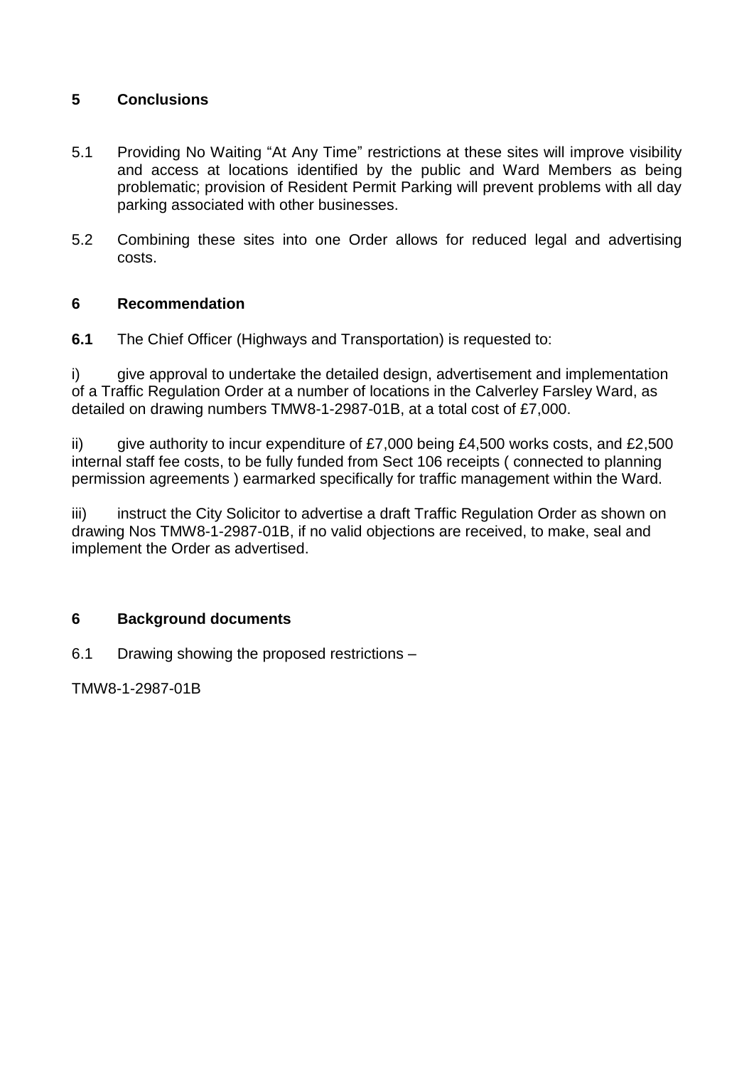## 5 Conclusions

5.1 Providing No Waiting "At Any Time" restrictions at these sites will improve visibility and access at locations identified by the public and Ward Members as being problematic; provision of Resident Permit Parking will prevent problems with all day parking associated with other businesses.

5.2 Combining these sites into one Order allows for reduced legal and advertising costs.

## 6 Recommendation

**6.1** The Chief Officer (Highways and Transportation) is requested to:

i) give approval to undertake the detailed design, advertisement and implementation of a Traffic Regulation Order at a number of locations in the Calverley Farsley Ward, as detailed on drawing numbers TMW8-1-2987-01B, at a total cost of £7,000.

ii) give authority to incur expenditure of £7,000 being £4,500 works costs, and £2,500 internal staff fee costs, to be fully funded from Sect 106 receipts ( connected to planning permission agreements ) earmarked specifically for traffic management within the Ward.

iii) instruct the City Solicitor to advertise a draft Traffic Regulation Order as shown on drawing Nos TMW8-1-2987-01B, if no valid objections are received, to make, seal and implement the Order as advertised.

## 6 Background documents

6.1 Drawing showing the proposed restrictions –

TMW8-1-2987-01B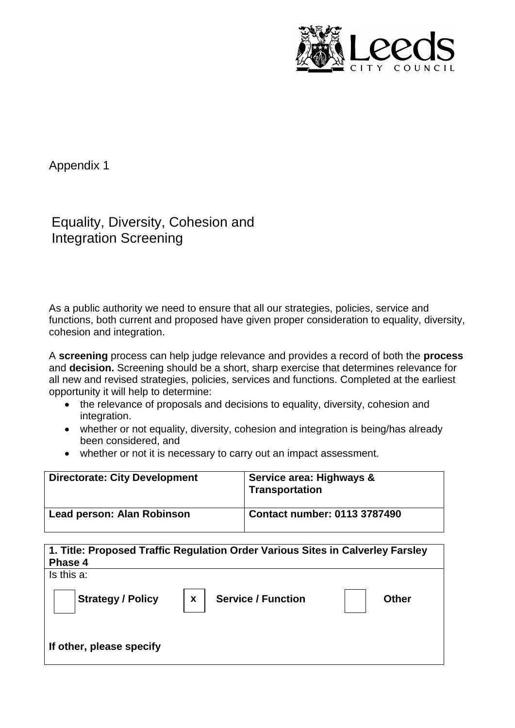Appendix 1

# Equality, Diversity, Cohesion and Integration Screening

As a public authority we need to ensure that all our strategies, policies, service and functions, both current and proposed have given proper consideration to equality, diversity, cohesion and integration.

A **screening** process can help judge relevance and provides a record of both the **process** and **decision.** Screening should be a short, sharp exercise that determines relevance for all new and revised strategies, policies, services and functions. Completed at the earliest opportunity it will help to determine:

- the relevance of proposals and decisions to equality, diversity, cohesion and integration.
- whether or not equality, diversity, cohesion and integration is being/has already been considered, and
- whether or not it is necessary to carry out an impact assessment.

| **Directorate: City Development** | **Service area: Highways & Transportation** |
|---|---|
| **Lead person: Alan Robinson** | **Contact number: 0113 3787490** |

| **1. Title: Proposed Traffic Regulation Order Various Sites in Calverley Farsley Phase 4** | | | | | |
|---|---|---|---|---|---|
| Is this a: | | | | | |
| | **Strategy / Policy** | x | **Service / Function** | | **Other** |
| **If other, please specify** | | | | | |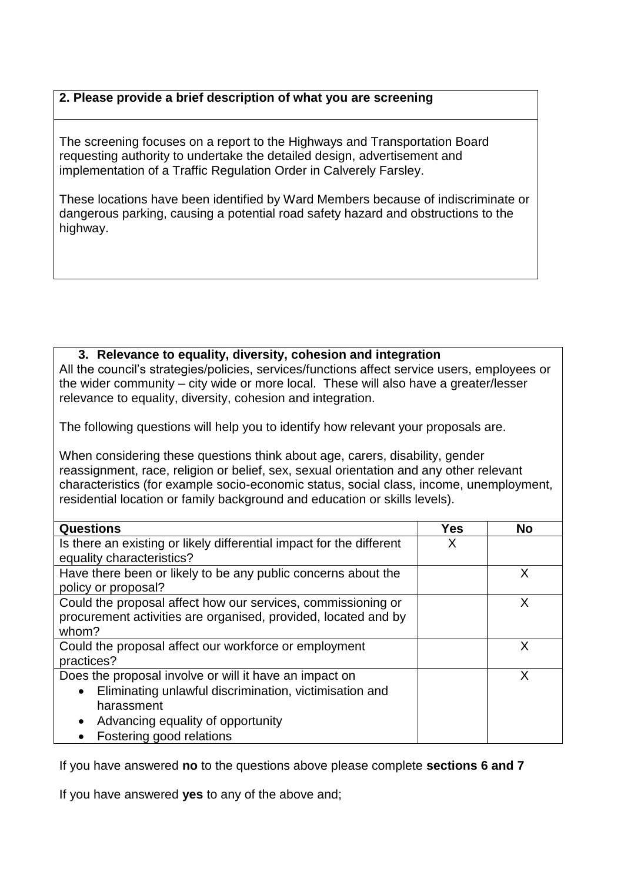**2. Please provide a brief description of what you are screening**

The screening focuses on a report to the Highways and Transportation Board requesting authority to undertake the detailed design, advertisement and implementation of a Traffic Regulation Order in Calverely Farsley.

These locations have been identified by Ward Members because of indiscriminate or dangerous parking, causing a potential road safety hazard and obstructions to the highway.

**3. Relevance to equality, diversity, cohesion and integration**

All the council's strategies/policies, services/functions affect service users, employees or the wider community – city wide or more local. These will also have a greater/lesser relevance to equality, diversity, cohesion and integration.

The following questions will help you to identify how relevant your proposals are.

When considering these questions think about age, carers, disability, gender reassignment, race, religion or belief, sex, sexual orientation and any other relevant characteristics (for example socio-economic status, social class, income, unemployment, residential location or family background and education or skills levels).

| **Questions** | **Yes** | **No** |
|---|---|---|
| Is there an existing or likely differential impact for the different equality characteristics? | X | |
| Have there been or likely to be any public concerns about the policy or proposal? | | X |
| Could the proposal affect how our services, commissioning or procurement activities are organised, provided, located and by whom? | | X |
| Could the proposal affect our workforce or employment practices? | | X |
| Does the proposal involve or will it have an impact on<br>• Eliminating unlawful discrimination, victimisation and harassment<br>• Advancing equality of opportunity<br>• Fostering good relations | | X |

If you have answered **no** to the questions above please complete **sections 6 and 7**

If you have answered **yes** to any of the above and;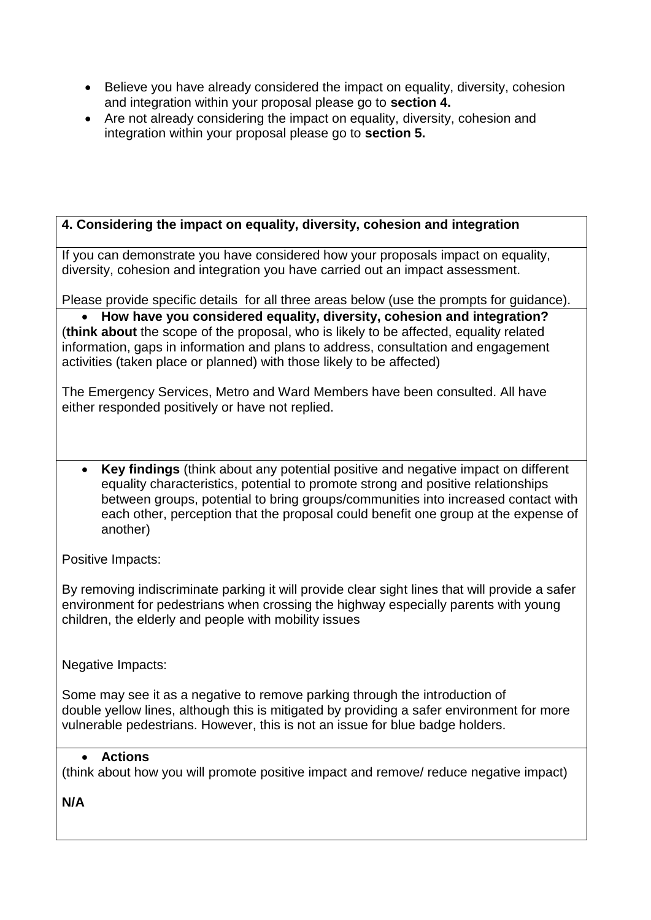- Believe you have already considered the impact on equality, diversity, cohesion and integration within your proposal please go to **section 4.**
- Are not already considering the impact on equality, diversity, cohesion and integration within your proposal please go to **section 5.**

## 4. Considering the impact on equality, diversity, cohesion and integration

If you can demonstrate you have considered how your proposals impact on equality, diversity, cohesion and integration you have carried out an impact assessment.

Please provide specific details for all three areas below (use the prompts for guidance).

- **How have you considered equality, diversity, cohesion and integration?**

(**think about** the scope of the proposal, who is likely to be affected, equality related information, gaps in information and plans to address, consultation and engagement activities (taken place or planned) with those likely to be affected)

The Emergency Services, Metro and Ward Members have been consulted. All have either responded positively or have not replied.

- **Key findings** (think about any potential positive and negative impact on different equality characteristics, potential to promote strong and positive relationships between groups, potential to bring groups/communities into increased contact with each other, perception that the proposal could benefit one group at the expense of another)

Positive Impacts:

By removing indiscriminate parking it will provide clear sight lines that will provide a safer environment for pedestrians when crossing the highway especially parents with young children, the elderly and people with mobility issues

Negative Impacts:

Some may see it as a negative to remove parking through the introduction of double yellow lines, although this is mitigated by providing a safer environment for more vulnerable pedestrians. However, this is not an issue for blue badge holders.

- **Actions**

(think about how you will promote positive impact and remove/ reduce negative impact)

**N/A**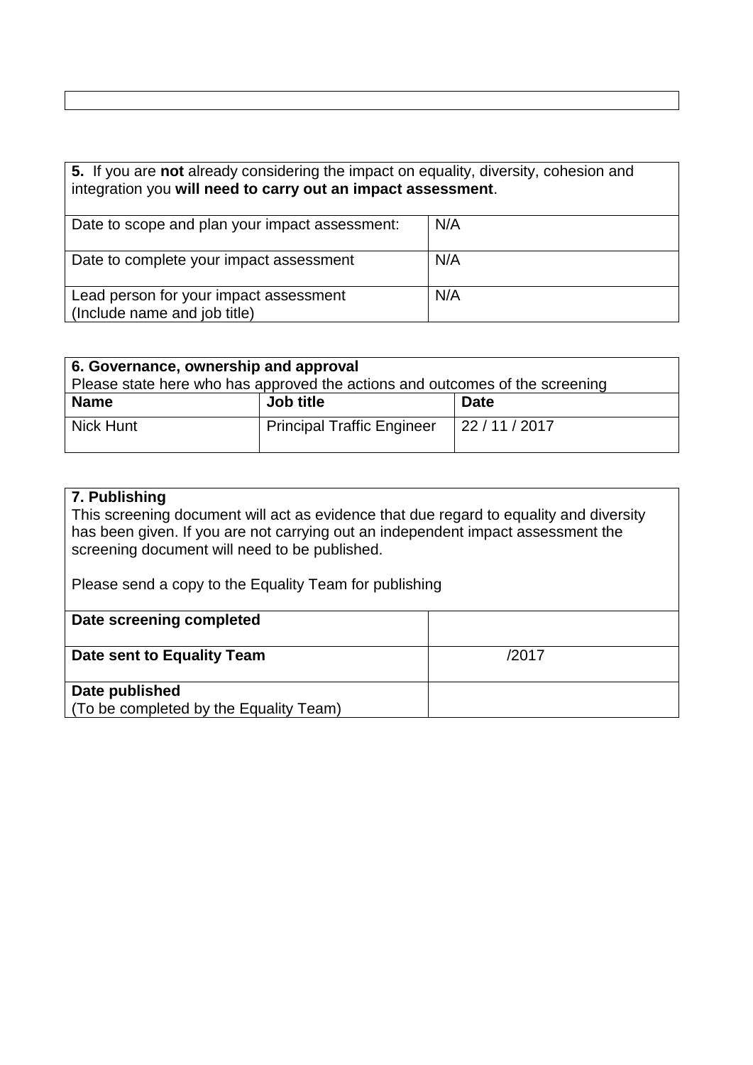| |
|---|
| |

| **5.** If you are **not** already considering the impact on equality, diversity, cohesion and integration you **will need to carry out an impact assessment**. | |
|---|---|
| Date to scope and plan your impact assessment: | N/A |
| Date to complete your impact assessment | N/A |
| Lead person for your impact assessment (Include name and job title) | N/A |

| **6. Governance, ownership and approval** Please state here who has approved the actions and outcomes of the screening | | |
|---|---|---|
| **Name** | **Job title** | **Date** |
| Nick Hunt | Principal Traffic Engineer | 22 / 11 / 2017 |

| **7. Publishing** This screening document will act as evidence that due regard to equality and diversity has been given. If you are not carrying out an independent impact assessment the screening document will need to be published. Please send a copy to the Equality Team for publishing | |
|---|---|
| **Date screening completed** | |
| **Date sent to Equality Team** | /2017 |
| **Date published** (To be completed by the Equality Team) | |